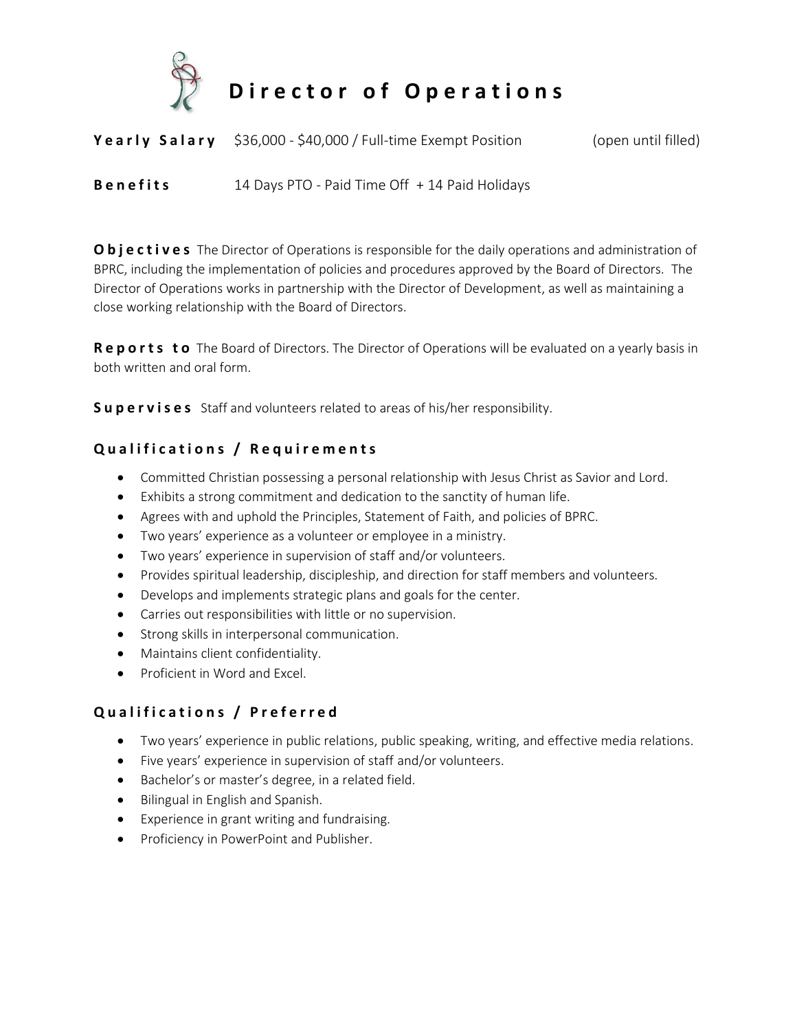# Director of Operations

**Yearly Salary** $36,000 - $40,000 / Full-time Exempt Position (open until filled)

**Benefits** 14 Days PTO - Paid Time Off + 14 Paid Holidays

**Objectives** The Director of Operations is responsible for the daily operations and administration of BPRC, including the implementation of policies and procedures approved by the Board of Directors. The Director of Operations works in partnership with the Director of Development, as well as maintaining a close working relationship with the Board of Directors.

**Reports to** The Board of Directors. The Director of Operations will be evaluated on a yearly basis in both written and oral form.

**Supervises** Staff and volunteers related to areas of his/her responsibility.

## Qualifications / Requirements

- Committed Christian possessing a personal relationship with Jesus Christ as Savior and Lord.
- Exhibits a strong commitment and dedication to the sanctity of human life.
- Agrees with and uphold the Principles, Statement of Faith, and policies of BPRC.
- Two years' experience as a volunteer or employee in a ministry.
- Two years' experience in supervision of staff and/or volunteers.
- Provides spiritual leadership, discipleship, and direction for staff members and volunteers.
- Develops and implements strategic plans and goals for the center.
- Carries out responsibilities with little or no supervision.
- Strong skills in interpersonal communication.
- Maintains client confidentiality.
- Proficient in Word and Excel.

## Qualifications / Preferred

- Two years' experience in public relations, public speaking, writing, and effective media relations.
- Five years' experience in supervision of staff and/or volunteers.
- Bachelor's or master's degree, in a related field.
- Bilingual in English and Spanish.
- Experience in grant writing and fundraising.
- Proficiency in PowerPoint and Publisher.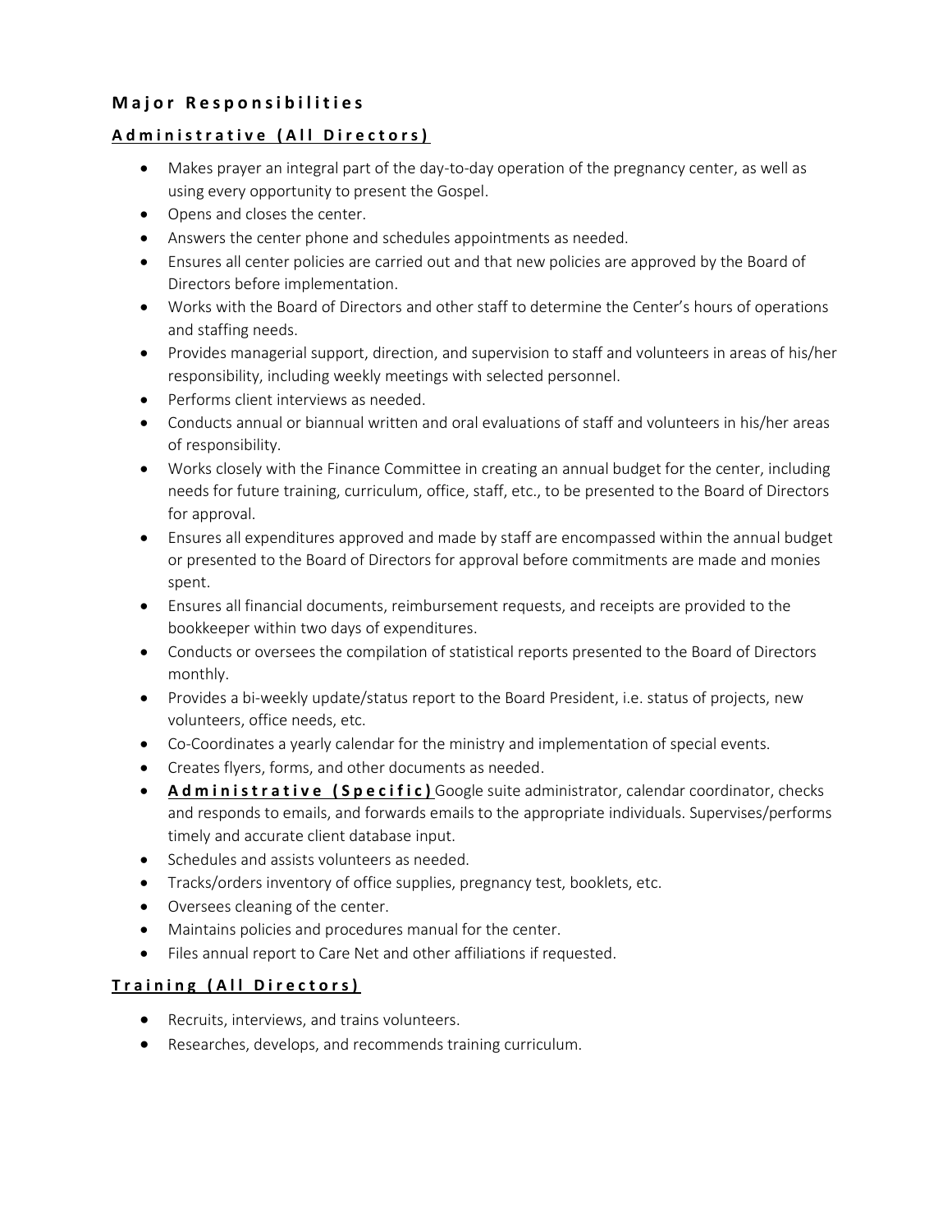### Major Responsibilities

#### Administrative (All Directors)

- Makes prayer an integral part of the day-to-day operation of the pregnancy center, as well as using every opportunity to present the Gospel.
- Opens and closes the center.
- Answers the center phone and schedules appointments as needed.
- Ensures all center policies are carried out and that new policies are approved by the Board of Directors before implementation.
- Works with the Board of Directors and other staff to determine the Center's hours of operations and staffing needs.
- Provides managerial support, direction, and supervision to staff and volunteers in areas of his/her responsibility, including weekly meetings with selected personnel.
- Performs client interviews as needed.
- Conducts annual or biannual written and oral evaluations of staff and volunteers in his/her areas of responsibility.
- Works closely with the Finance Committee in creating an annual budget for the center, including needs for future training, curriculum, office, staff, etc., to be presented to the Board of Directors for approval.
- Ensures all expenditures approved and made by staff are encompassed within the annual budget or presented to the Board of Directors for approval before commitments are made and monies spent.
- Ensures all financial documents, reimbursement requests, and receipts are provided to the bookkeeper within two days of expenditures.
- Conducts or oversees the compilation of statistical reports presented to the Board of Directors monthly.
- Provides a bi-weekly update/status report to the Board President, i.e. status of projects, new volunteers, office needs, etc.
- Co-Coordinates a yearly calendar for the ministry and implementation of special events.
- Creates flyers, forms, and other documents as needed.
- **Administrative (Specific)** Google suite administrator, calendar coordinator, checks and responds to emails, and forwards emails to the appropriate individuals. Supervises/performs timely and accurate client database input.
- Schedules and assists volunteers as needed.
- Tracks/orders inventory of office supplies, pregnancy test, booklets, etc.
- Oversees cleaning of the center.
- Maintains policies and procedures manual for the center.
- Files annual report to Care Net and other affiliations if requested.

#### Training (All Directors)

- Recruits, interviews, and trains volunteers.
- Researches, develops, and recommends training curriculum.